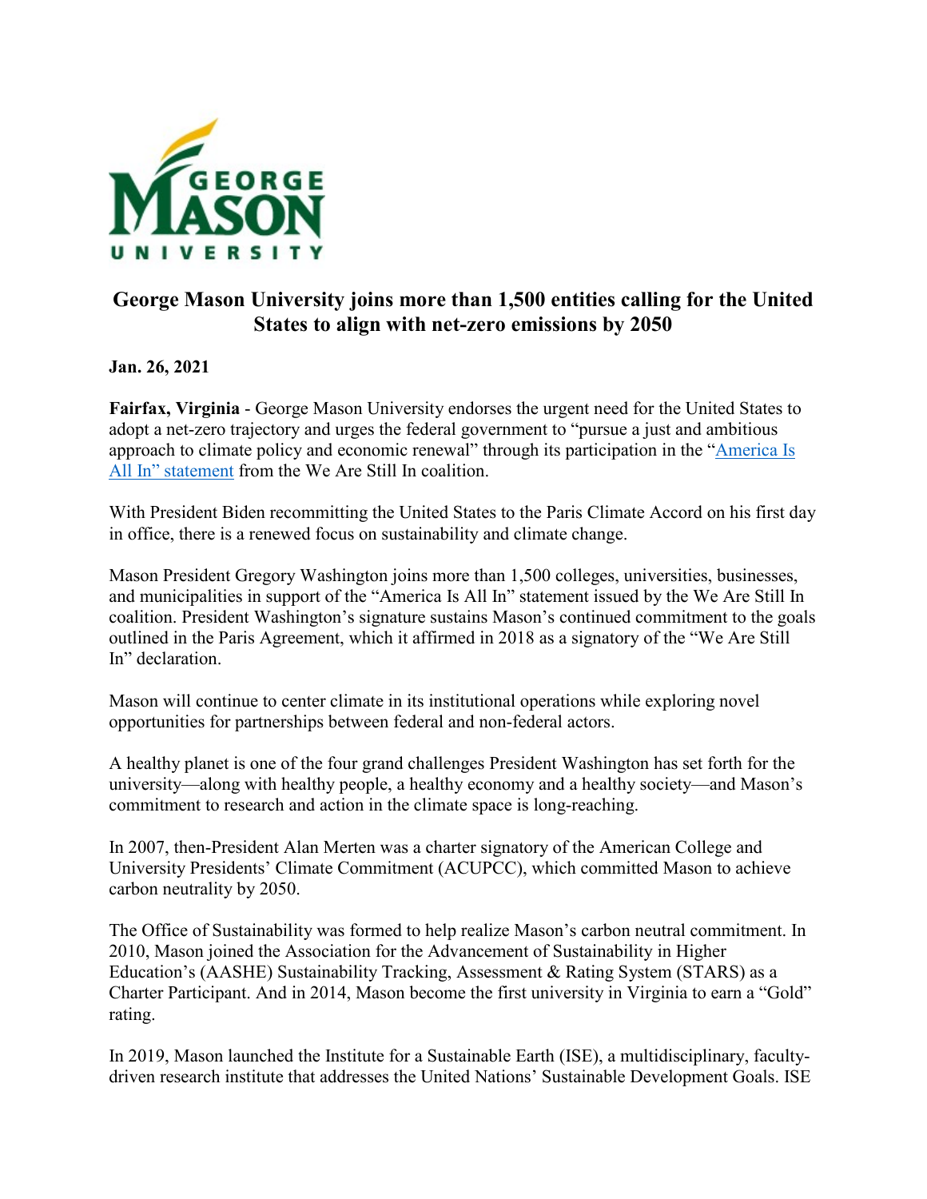# George Mason University joins more than 1,500 entities calling for the United States to align with net-zero emissions by 2050

**Jan. 26, 2021**

**Fairfax, Virginia** - George Mason University endorses the urgent need for the United States to adopt a net-zero trajectory and urges the federal government to "pursue a just and ambitious approach to climate policy and economic renewal" through its participation in the "America Is All In" statement from the We Are Still In coalition.

With President Biden recommitting the United States to the Paris Climate Accord on his first day in office, there is a renewed focus on sustainability and climate change.

Mason President Gregory Washington joins more than 1,500 colleges, universities, businesses, and municipalities in support of the "America Is All In" statement issued by the We Are Still In coalition. President Washington's signature sustains Mason's continued commitment to the goals outlined in the Paris Agreement, which it affirmed in 2018 as a signatory of the "We Are Still In" declaration.

Mason will continue to center climate in its institutional operations while exploring novel opportunities for partnerships between federal and non-federal actors.

A healthy planet is one of the four grand challenges President Washington has set forth for the university—along with healthy people, a healthy economy and a healthy society—and Mason's commitment to research and action in the climate space is long-reaching.

In 2007, then-President Alan Merten was a charter signatory of the American College and University Presidents' Climate Commitment (ACUPCC), which committed Mason to achieve carbon neutrality by 2050.

The Office of Sustainability was formed to help realize Mason's carbon neutral commitment. In 2010, Mason joined the Association for the Advancement of Sustainability in Higher Education's (AASHE) Sustainability Tracking, Assessment & Rating System (STARS) as a Charter Participant. And in 2014, Mason become the first university in Virginia to earn a "Gold" rating.

In 2019, Mason launched the Institute for a Sustainable Earth (ISE), a multidisciplinary, faculty-driven research institute that addresses the United Nations' Sustainable Development Goals. ISE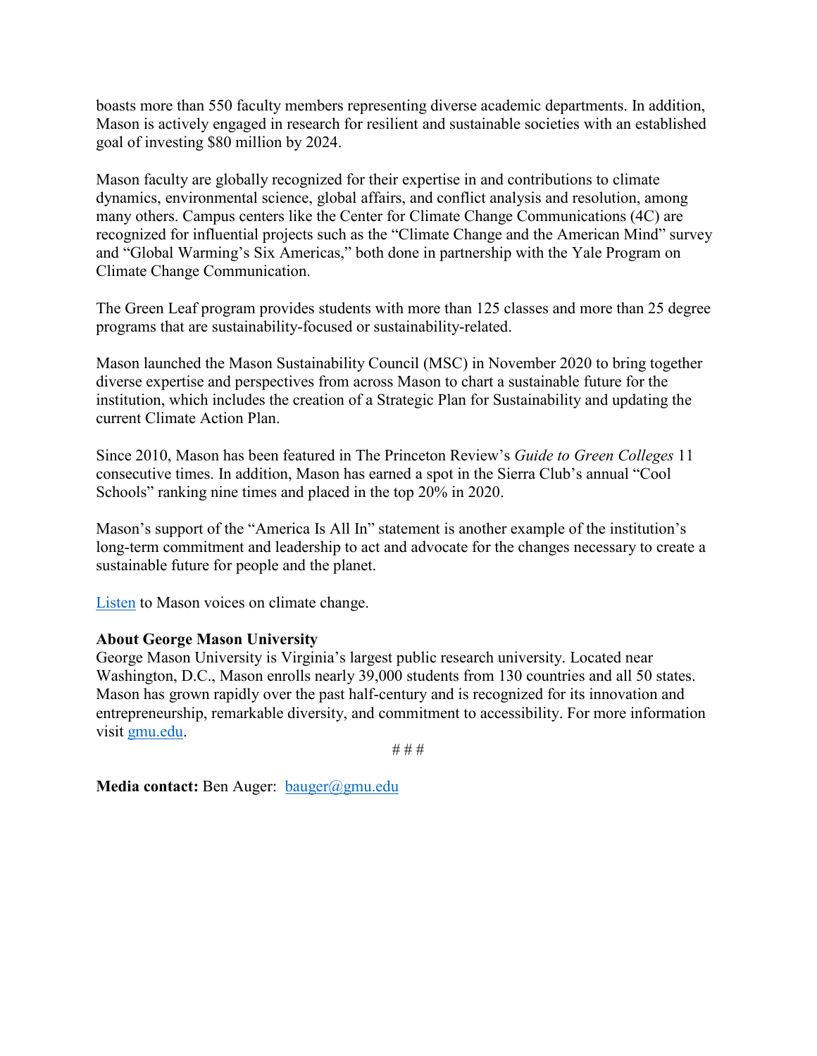boasts more than 550 faculty members representing diverse academic departments. In addition, Mason is actively engaged in research for resilient and sustainable societies with an established goal of investing $80 million by 2024.

Mason faculty are globally recognized for their expertise in and contributions to climate dynamics, environmental science, global affairs, and conflict analysis and resolution, among many others. Campus centers like the Center for Climate Change Communications (4C) are recognized for influential projects such as the "Climate Change and the American Mind" survey and "Global Warming's Six Americas," both done in partnership with the Yale Program on Climate Change Communication.

The Green Leaf program provides students with more than 125 classes and more than 25 degree programs that are sustainability-focused or sustainability-related.

Mason launched the Mason Sustainability Council (MSC) in November 2020 to bring together diverse expertise and perspectives from across Mason to chart a sustainable future for the institution, which includes the creation of a Strategic Plan for Sustainability and updating the current Climate Action Plan.

Since 2010, Mason has been featured in The Princeton Review's *Guide to Green Colleges* 11 consecutive times. In addition, Mason has earned a spot in the Sierra Club's annual "Cool Schools" ranking nine times and placed in the top 20% in 2020.

Mason's support of the "America Is All In" statement is another example of the institution's long-term commitment and leadership to act and advocate for the changes necessary to create a sustainable future for people and the planet.

Listen to Mason voices on climate change.

**About George Mason University**
George Mason University is Virginia's largest public research university. Located near Washington, D.C., Mason enrolls nearly 39,000 students from 130 countries and all 50 states. Mason has grown rapidly over the past half-century and is recognized for its innovation and entrepreneurship, remarkable diversity, and commitment to accessibility. For more information visit gmu.edu.

# # #

**Media contact:** Ben Auger: bauger@gmu.edu